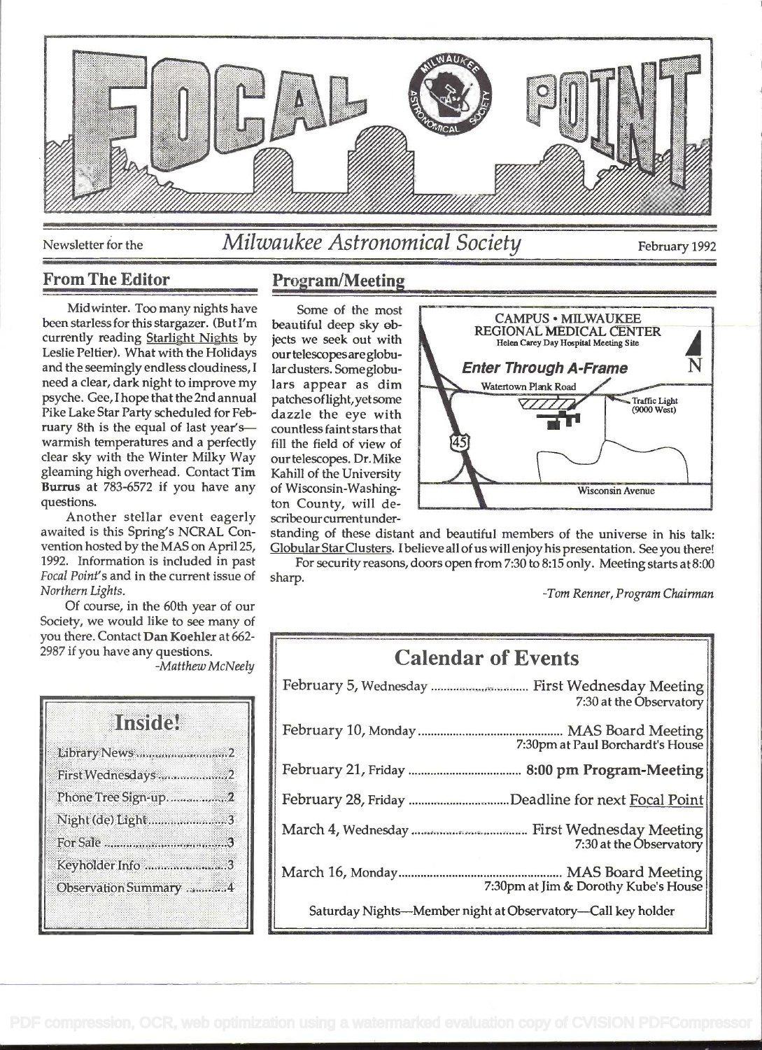# FOCAL POINT

Newsletter for the *Milwaukee Astronomical Society* February 1992

## From The Editor

Midwinter. Too many nights have been starless for this stargazer. (But I'm currently reading Starlight Nights by Leslie Peltier). What with the Holidays and the seemingly endless cloudiness, I need a clear, dark night to improve my psyche. Gee, I hope that the 2nd annual Pike Lake Star Party scheduled for February 8th is the equal of last year's—warmish temperatures and a perfectly clear sky with the Winter Milky Way gleaming high overhead. Contact **Tim Burrus** at 783-6572 if you have any questions.

Another stellar event eagerly awaited is this Spring's NCRAL Convention hosted by the MAS on April 25, 1992. Information is included in past *Focal Point*'s and in the current issue of *Northern Lights*.

Of course, in the 60th year of our Society, we would like to see many of you there. Contact **Dan Koehler** at 662-2987 if you have any questions.

*-Matthew McNeely*

## Inside!

- Library News ........ 2
- First Wednesdays ........ 2
- Phone Tree Sign-up ........ 2
- Night (de) Light ........ 3
- For Sale ........ 3
- Keyholder Info ........ 3
- Observation Summary ........ 4

## Program/Meeting

Some of the most beautiful deep sky objects we seek out with our telescopes are globular clusters. Some globulars appear as dim patches of light, yet some dazzle the eye with countless faint stars that fill the field of view of our telescopes. Dr. Mike Kahill of the University of Wisconsin-Washington County, will describe our current understanding of these distant and beautiful members of the universe in his talk: Globular Star Clusters. I believe all of us will enjoy his presentation. See you there!

CAMPUS • MILWAUKEE REGIONAL MEDICAL CENTER
Helen Carey Day Hospital Meeting Site
**Enter Through A-Frame**
Watertown Plank Road — Traffic Light (9000 West) — 45 — Wisconsin Avenue — N

For security reasons, doors open from 7:30 to 8:15 only. Meeting starts at 8:00 sharp.

*-Tom Renner, Program Chairman*

## Calendar of Events

| Date | Event |
|---|---|
| February 5, Wednesday | First Wednesday Meeting, 7:30 at the Observatory |
| February 10, Monday | MAS Board Meeting, 7:30pm at Paul Borchardt's House |
| February 21, Friday | **8:00 pm Program-Meeting** |
| February 28, Friday | Deadline for next Focal Point |
| March 4, Wednesday | First Wednesday Meeting, 7:30 at the Observatory |
| March 16, Monday | MAS Board Meeting, 7:30pm at Jim & Dorothy Kube's House |

Saturday Nights—Member night at Observatory—Call key holder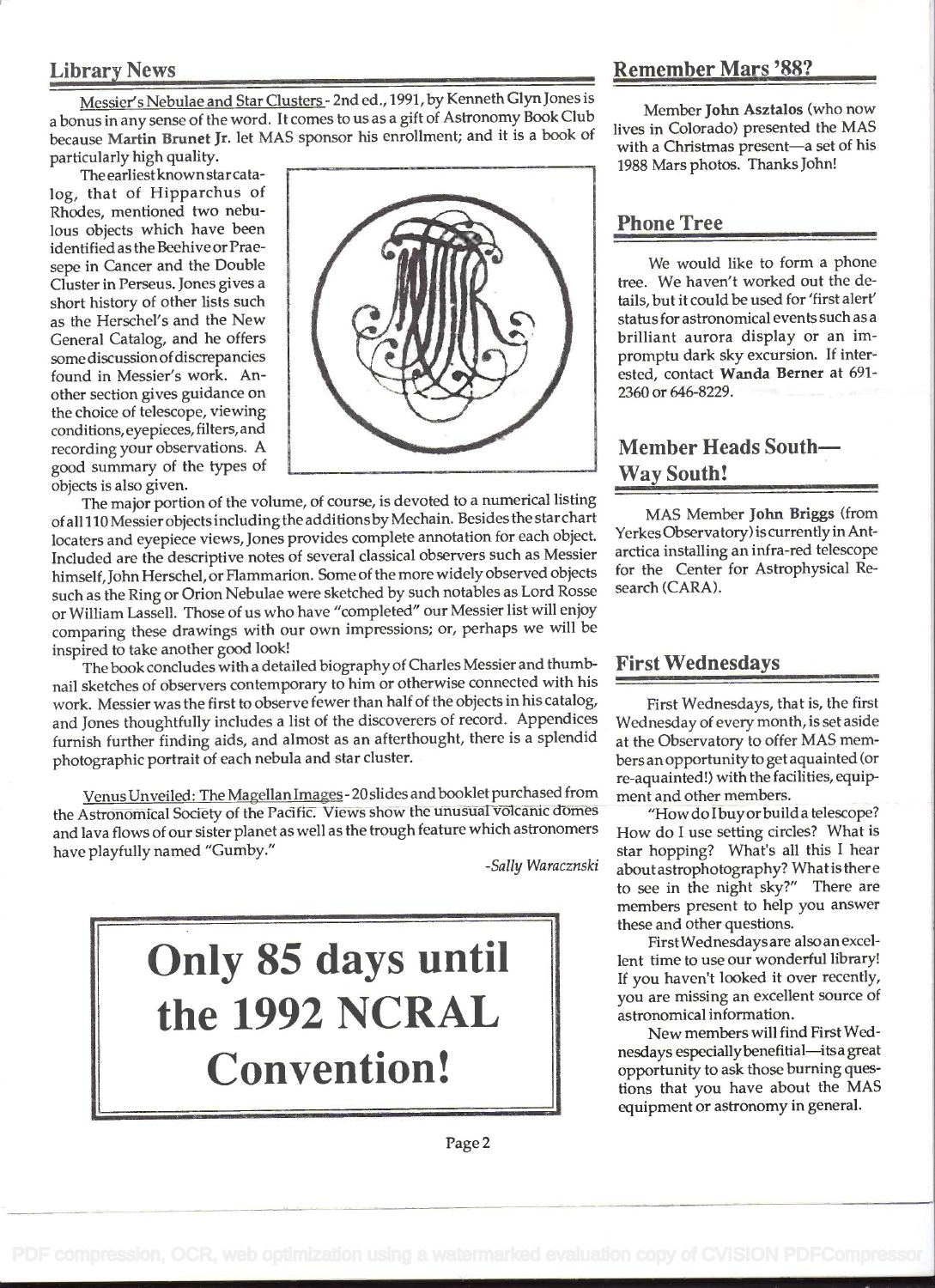## Library News

Messier's Nebulae and Star Clusters - 2nd ed., 1991, by Kenneth Glyn Jones is a bonus in any sense of the word. It comes to us as a gift of Astronomy Book Club because **Martin Brunet Jr.** let MAS sponsor his enrollment; and it is a book of particularly high quality.

The earliest known star catalog, that of Hipparchus of Rhodes, mentioned two nebulous objects which have been identified as the Beehive or Praesepe in Cancer and the Double Cluster in Perseus. Jones gives a short history of other lists such as the Herschel's and the New General Catalog, and he offers some discussion of discrepancies found in Messier's work. Another section gives guidance on the choice of telescope, viewing conditions, eyepieces, filters, and recording your observations. A good summary of the types of objects is also given.

The major portion of the volume, of course, is devoted to a numerical listing of all 110 Messier objects including the additions by Mechain. Besides the star chart locaters and eyepiece views, Jones provides complete annotation for each object. Included are the descriptive notes of several classical observers such as Messier himself, John Herschel, or Flammarion. Some of the more widely observed objects such as the Ring or Orion Nebulae were sketched by such notables as Lord Rosse or William Lassell. Those of us who have "completed" our Messier list will enjoy comparing these drawings with our own impressions; or, perhaps we will be inspired to take another good look!

The book concludes with a detailed biography of Charles Messier and thumbnail sketches of observers contemporary to him or otherwise connected with his work. Messier was the first to observe fewer than half of the objects in his catalog, and Jones thoughtfully includes a list of the discoverers of record. Appendices furnish further finding aids, and almost as an afterthought, there is a splendid photographic portrait of each nebula and star cluster.

Venus Unveiled: The Magellan Images - 20 slides and booklet purchased from the Astronomical Society of the Pacific. Views show the unusual volcanic domes and lava flows of our sister planet as well as the trough feature which astronomers have playfully named "Gumby."

*-Sally Waracznski*

# Only 85 days until the 1992 NCRAL Convention!

## Remember Mars '88?

Member **John Asztalos** (who now lives in Colorado) presented the MAS with a Christmas present—a set of his 1988 Mars photos. Thanks John!

## Phone Tree

We would like to form a phone tree. We haven't worked out the details, but it could be used for 'first alert' status for astronomical events such as a brilliant aurora display or an impromptu dark sky excursion. If interested, contact **Wanda Berner** at 691-2360 or 646-8229.

## Member Heads South—Way South!

MAS Member **John Briggs** (from Yerkes Observatory) is currently in Antarctica installing an infra-red telescope for the Center for Astrophysical Research (CARA).

## First Wednesdays

First Wednesdays, that is, the first Wednesday of every month, is set aside at the Observatory to offer MAS members an opportunity to get aquainted (or re-aquainted!) with the facilities, equipment and other members.

"How do I buy or build a telescope? How do I use setting circles? What is star hopping? What's all this I hear about astrophotography? What is there to see in the night sky?" There are members present to help you answer these and other questions.

First Wednesdays are also an excellent time to use our wonderful library! If you haven't looked it over recently, you are missing an excellent source of astronomical information.

New members will find First Wednesdays especially benefitial—its a great opportunity to ask those burning questions that you have about the MAS equipment or astronomy in general.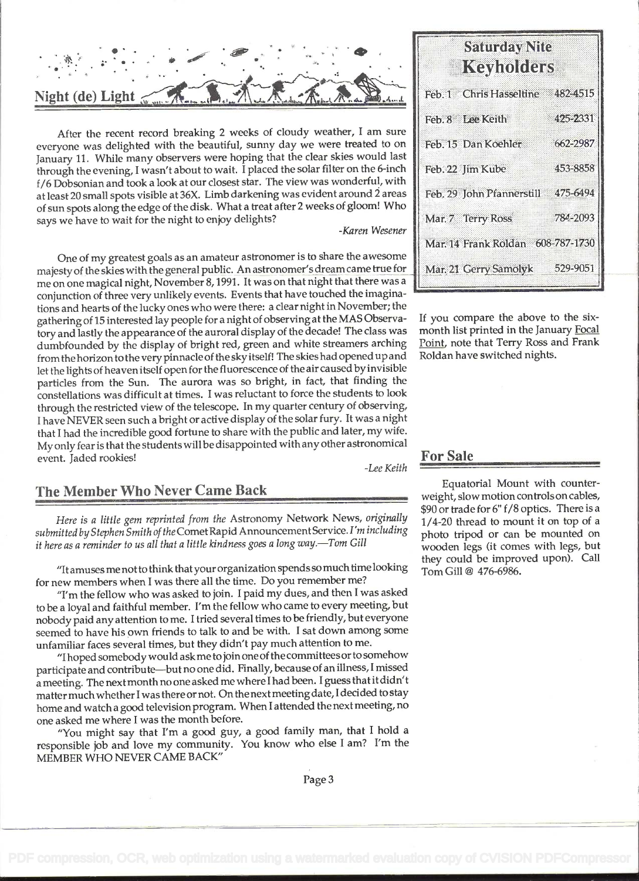## Night (de) Light

After the recent record breaking 2 weeks of cloudy weather, I am sure everyone was delighted with the beautiful, sunny day we were treated to on January 11. While many observers were hoping that the clear skies would last through the evening, I wasn't about to wait. I placed the solar filter on the 6-inch f/6 Dobsonian and took a look at our closest star. The view was wonderful, with at least 20 small spots visible at 36X. Limb darkening was evident around 2 areas of sun spots along the edge of the disk. What a treat after 2 weeks of gloom! Who says we have to wait for the night to enjoy delights?

*-Karen Wesener*

One of my greatest goals as an amateur astronomer is to share the awesome majesty of the skies with the general public. An astronomer's dream came true for me on one magical night, November 8, 1991. It was on that night that there was a conjunction of three very unlikely events. Events that have touched the imaginations and hearts of the lucky ones who were there: a clear night in November; the gathering of 15 interested lay people for a night of observing at the MAS Observatory and lastly the appearance of the auroral display of the decade! The class was dumbfounded by the display of bright red, green and white streamers arching from the horizon to the very pinnacle of the sky itself! The skies had opened up and let the lights of heaven itself open for the fluorescence of the air caused by invisible particles from the Sun. The aurora was so bright, in fact, that finding the constellations was difficult at times. I was reluctant to force the students to look through the restricted view of the telescope. In my quarter century of observing, I have NEVER seen such a bright or active display of the solar fury. It was a night that I had the incredible good fortune to share with the public and later, my wife. My only fear is that the students will be disappointed with any other astronomical event. Jaded rookies!

*-Lee Keith*

## The Member Who Never Came Back

*Here is a little gem reprinted from the* Astronomy Network News, *originally submitted by Stephen Smith of the* Comet Rapid Announcement Service. *I'm including it here as a reminder to us all that a little kindness goes a long way.—Tom Gill*

"It amuses me not to think that your organization spends so much time looking for new members when I was there all the time. Do you remember me?

"I'm the fellow who was asked to join. I paid my dues, and then I was asked to be a loyal and faithful member. I'm the fellow who came to every meeting, but nobody paid any attention to me. I tried several times to be friendly, but everyone seemed to have his own friends to talk to and be with. I sat down among some unfamiliar faces several times, but they didn't pay much attention to me.

"I hoped somebody would ask me to join one of the committees or to somehow participate and contribute—but no one did. Finally, because of an illness, I missed a meeting. The next month no one asked me where I had been. I guess that it didn't matter much whether I was there or not. On the next meeting date, I decided to stay home and watch a good television program. When I attended the next meeting, no one asked me where I was the month before.

"You might say that I'm a good guy, a good family man, that I hold a responsible job and love my community. You know who else I am? I'm the MEMBER WHO NEVER CAME BACK"

## Saturday Nite Keyholders

| Date | Name | Phone |
|---|---|---|
| Feb. 1 | Chris Hasseltine | 482-4515 |
| Feb. 8 | Lee Keith | 425-2331 |
| Feb. 15 | Dan Koehler | 662-2987 |
| Feb. 22 | Jim Kube | 453-8858 |
| Feb. 29 | John Pfannerstill | 475-6494 |
| Mar. 7 | Terry Ross | 784-2093 |
| Mar. 14 | Frank Roldan | 608-787-1730 |
| Mar. 21 | Gerry Samolyk | 529-9051 |

If you compare the above to the six-month list printed in the January Focal Point, note that Terry Ross and Frank Roldan have switched nights.

## For Sale

Equatorial Mount with counterweight, slow motion controls on cables, $90 or trade for 6" f/8 optics. There is a 1/4-20 thread to mount it on top of a photo tripod or can be mounted on wooden legs (it comes with legs, but they could be improved upon). Call Tom Gill @ 476-6986.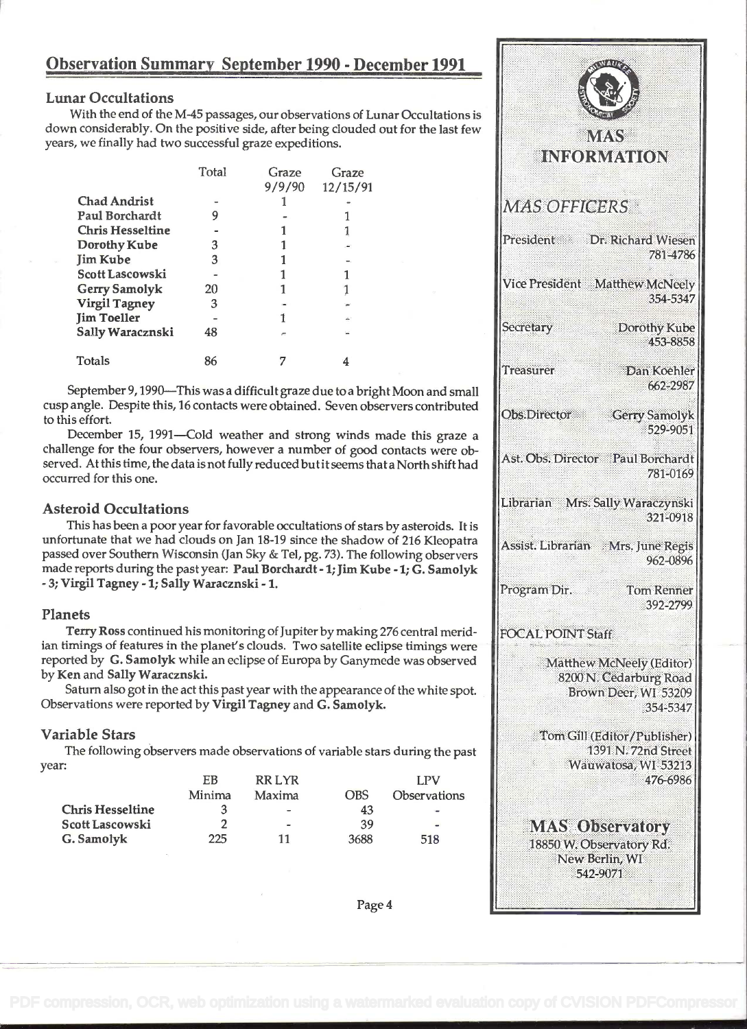## Observation Summary September 1990 - December 1991

### Lunar Occultations

With the end of the M-45 passages, our observations of Lunar Occultations is down considerably. On the positive side, after being clouded out for the last few years, we finally had two successful graze expeditions.

| | Total | Graze 9/9/90 | Graze 12/15/91 |
|---|---|---|---|
| **Chad Andrist** | - | 1 | - |
| **Paul Borchardt** | 9 | - | 1 |
| **Chris Hesseltine** | - | 1 | 1 |
| **Dorothy Kube** | 3 | 1 | - |
| **Jim Kube** | 3 | 1 | - |
| **Scott Lascowski** | - | 1 | 1 |
| **Gerry Samolyk** | 20 | 1 | 1 |
| **Virgil Tagney** | 3 | - | - |
| **Jim Toeller** | - | 1 | - |
| **Sally Waraczynski** | 48 | - | - |
| Totals | 86 | 7 | 4 |

September 9, 1990—This was a difficult graze due to a bright Moon and small cusp angle. Despite this, 16 contacts were obtained. Seven observers contributed to this effort.

December 15, 1991—Cold weather and strong winds made this graze a challenge for the four observers, however a number of good contacts were observed. At this time, the data is not fully reduced but it seems that a North shift had occurred for this one.

### Asteroid Occultations

This has been a poor year for favorable occultations of stars by asteroids. It is unfortunate that we had clouds on Jan 18-19 since the shadow of 216 Kleopatra passed over Southern Wisconsin (Jan Sky & Tel, pg. 73). The following observers made reports during the past year: **Paul Borchardt - 1; Jim Kube - 1; G. Samolyk - 3; Virgil Tagney - 1; Sally Waracznski - 1.**

### Planets

**Terry Ross** continued his monitoring of Jupiter by making 276 central meridian timings of features in the planet's clouds. Two satellite eclipse timings were reported by **G. Samolyk** while an eclipse of Europa by Ganymede was observed by **Ken** and **Sally Waracznski.**

Saturn also got in the act this past year with the appearance of the white spot. Observations were reported by **Virgil Tagney** and **G. Samolyk.**

### Variable Stars

The following observers made observations of variable stars during the past year:

| | EB Minima | RR LYR Maxima | OBS | LPV Observations |
|---|---|---|---|---|
| **Chris Hesseltine** | 3 | - | 43 | - |
| **Scott Lascowski** | 2 | - | 39 | - |
| **G. Samolyk** | 225 | 11 | 3688 | 518 |

## MAS INFORMATION

### *MAS OFFICERS*

| | |
|---|---|
| President | Dr. Richard Wiesen 781-4786 |
| Vice President | Matthew McNeely 354-5347 |
| Secretary | Dorothy Kube 453-8858 |
| Treasurer | Dan Koehler 662-2987 |
| Obs. Director | Gerry Samolyk 529-9051 |
| Ast. Obs. Director | Paul Borchardt 781-0169 |
| Librarian | Mrs. Sally Waraczynski 321-0918 |
| Assist. Librarian | Mrs. June Regis 962-0896 |
| Program Dir. | Tom Renner 392-2799 |

FOCAL POINT Staff

Matthew McNeely (Editor)
8200 N. Cedarburg Road
Brown Deer, WI 53209
354-5347

Tom Gill (Editor/Publisher)
1391 N. 72nd Street
Wauwatosa, WI 53213
476-6986

### MAS Observatory

18850 W. Observatory Rd.
New Berlin, WI
542-9071